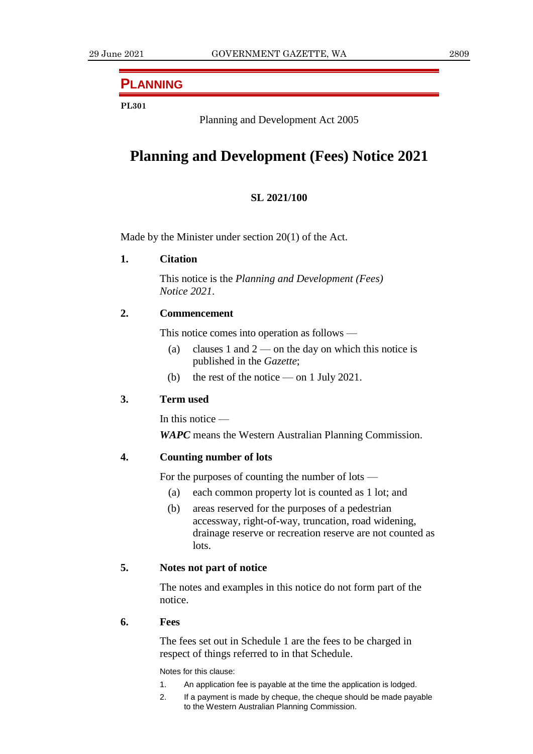## PLANNING

**PL301**

Planning and Development Act 2005

# Planning and Development (Fees) Notice 2021

**SL 2021/100**

Made by the Minister under section 20(1) of the Act.

### 1. Citation

This notice is the *Planning and Development (Fees) Notice 2021*.

### 2. Commencement

This notice comes into operation as follows —

(a) clauses 1 and 2 — on the day on which this notice is published in the *Gazette*;

(b) the rest of the notice — on 1 July 2021.

### 3. Term used

In this notice —

***WAPC*** means the Western Australian Planning Commission.

### 4. Counting number of lots

For the purposes of counting the number of lots —

(a) each common property lot is counted as 1 lot; and

(b) areas reserved for the purposes of a pedestrian accessway, right-of-way, truncation, road widening, drainage reserve or recreation reserve are not counted as lots.

### 5. Notes not part of notice

The notes and examples in this notice do not form part of the notice.

### 6. Fees

The fees set out in Schedule 1 are the fees to be charged in respect of things referred to in that Schedule.

Notes for this clause:

1. An application fee is payable at the time the application is lodged.
2. If a payment is made by cheque, the cheque should be made payable to the Western Australian Planning Commission.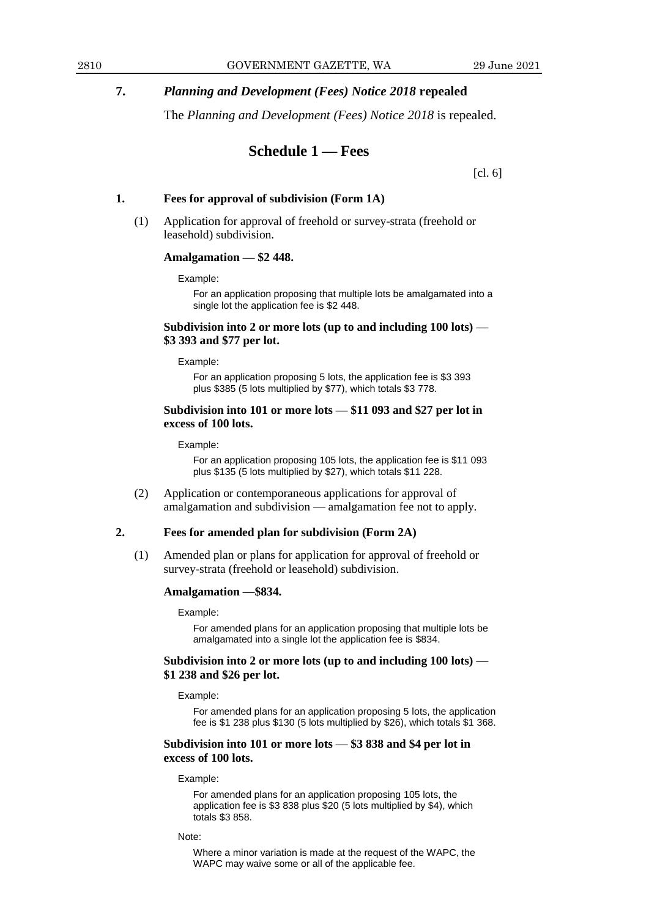## 7. *Planning and Development (Fees) Notice 2018* repealed

The *Planning and Development (Fees) Notice 2018* is repealed.

# Schedule 1 — Fees

[cl. 6]

### 1. Fees for approval of subdivision (Form 1A)

(1) Application for approval of freehold or survey-strata (freehold or leasehold) subdivision.

**Amalgamation — $2 448.**

Example:

For an application proposing that multiple lots be amalgamated into a single lot the application fee is $2 448.

**Subdivision into 2 or more lots (up to and including 100 lots) — $3 393 and $77 per lot.**

Example:

For an application proposing 5 lots, the application fee is $3 393 plus $385 (5 lots multiplied by $77), which totals $3 778.

**Subdivision into 101 or more lots — $11 093 and $27 per lot in excess of 100 lots.**

Example:

For an application proposing 105 lots, the application fee is $11 093 plus $135 (5 lots multiplied by $27), which totals $11 228.

(2) Application or contemporaneous applications for approval of amalgamation and subdivision — amalgamation fee not to apply.

### 2. Fees for amended plan for subdivision (Form 2A)

(1) Amended plan or plans for application for approval of freehold or survey-strata (freehold or leasehold) subdivision.

**Amalgamation —$834.**

Example:

For amended plans for an application proposing that multiple lots be amalgamated into a single lot the application fee is $834.

**Subdivision into 2 or more lots (up to and including 100 lots) — $1 238 and $26 per lot.**

Example:

For amended plans for an application proposing 5 lots, the application fee is $1 238 plus $130 (5 lots multiplied by $26), which totals $1 368.

**Subdivision into 101 or more lots — $3 838 and $4 per lot in excess of 100 lots.**

Example:

For amended plans for an application proposing 105 lots, the application fee is $3 838 plus $20 (5 lots multiplied by $4), which totals $3 858.

Note:

Where a minor variation is made at the request of the WAPC, the WAPC may waive some or all of the applicable fee.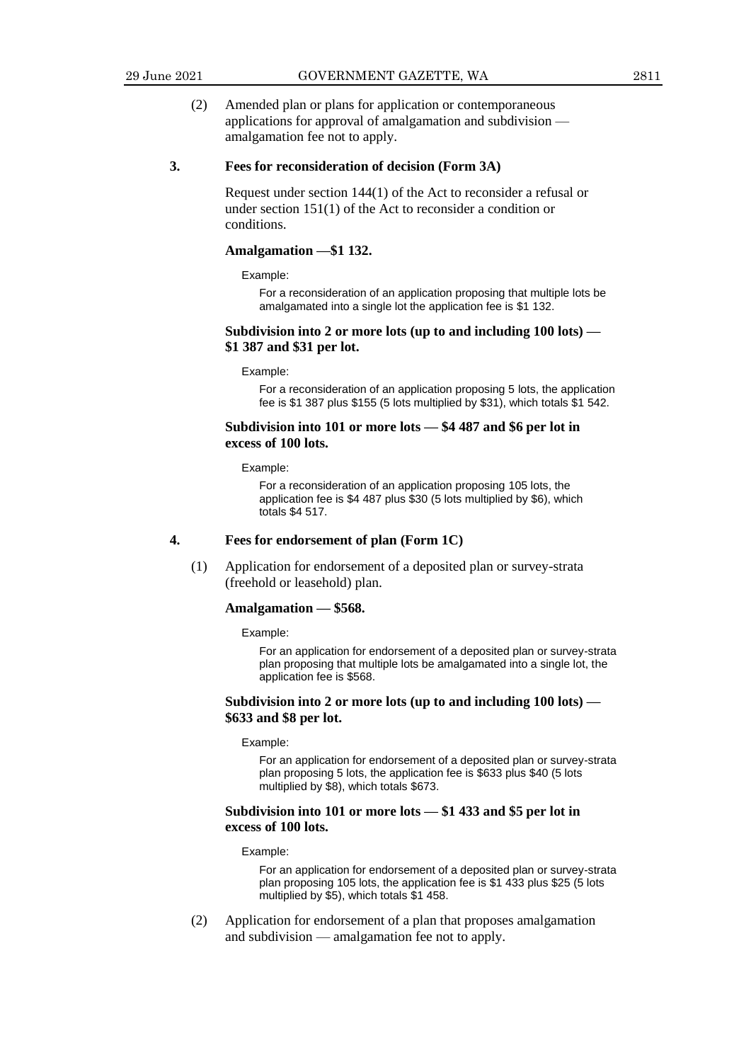(2) Amended plan or plans for application or contemporaneous applications for approval of amalgamation and subdivision — amalgamation fee not to apply.

**3. Fees for reconsideration of decision (Form 3A)**

Request under section 144(1) of the Act to reconsider a refusal or under section 151(1) of the Act to reconsider a condition or conditions.

**Amalgamation —$1 132.**

Example:

For a reconsideration of an application proposing that multiple lots be amalgamated into a single lot the application fee is $1 132.

**Subdivision into 2 or more lots (up to and including 100 lots) — $1 387 and $31 per lot.**

Example:

For a reconsideration of an application proposing 5 lots, the application fee is $1 387 plus $155 (5 lots multiplied by $31), which totals $1 542.

**Subdivision into 101 or more lots — $4 487 and $6 per lot in excess of 100 lots.**

Example:

For a reconsideration of an application proposing 105 lots, the application fee is $4 487 plus $30 (5 lots multiplied by $6), which totals $4 517.

**4. Fees for endorsement of plan (Form 1C)**

(1) Application for endorsement of a deposited plan or survey-strata (freehold or leasehold) plan.

**Amalgamation — $568.**

Example:

For an application for endorsement of a deposited plan or survey-strata plan proposing that multiple lots be amalgamated into a single lot, the application fee is $568.

**Subdivision into 2 or more lots (up to and including 100 lots) — $633 and $8 per lot.**

Example:

For an application for endorsement of a deposited plan or survey-strata plan proposing 5 lots, the application fee is $633 plus $40 (5 lots multiplied by $8), which totals $673.

**Subdivision into 101 or more lots — $1 433 and $5 per lot in excess of 100 lots.**

Example:

For an application for endorsement of a deposited plan or survey-strata plan proposing 105 lots, the application fee is $1 433 plus $25 (5 lots multiplied by $5), which totals $1 458.

(2) Application for endorsement of a plan that proposes amalgamation and subdivision — amalgamation fee not to apply.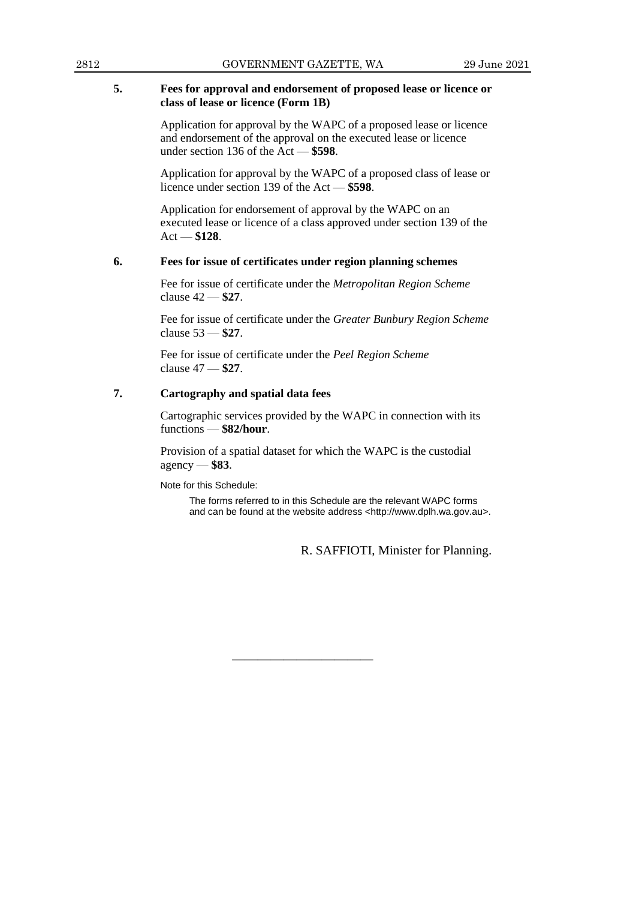### 5. Fees for approval and endorsement of proposed lease or licence or class of lease or licence (Form 1B)

Application for approval by the WAPC of a proposed lease or licence and endorsement of the approval on the executed lease or licence under section 136 of the Act — **$598**.

Application for approval by the WAPC of a proposed class of lease or licence under section 139 of the Act — **$598**.

Application for endorsement of approval by the WAPC on an executed lease or licence of a class approved under section 139 of the Act — **$128**.

### 6. Fees for issue of certificates under region planning schemes

Fee for issue of certificate under the *Metropolitan Region Scheme* clause 42 — **$27**.

Fee for issue of certificate under the *Greater Bunbury Region Scheme* clause 53 — **$27**.

Fee for issue of certificate under the *Peel Region Scheme* clause 47 — **$27**.

### 7. Cartography and spatial data fees

Cartographic services provided by the WAPC in connection with its functions — **$82/hour**.

Provision of a spatial dataset for which the WAPC is the custodial agency — **$83**.

Note for this Schedule:

The forms referred to in this Schedule are the relevant WAPC forms and can be found at the website address <http://www.dplh.wa.gov.au>.

R. SAFFIOTI, Minister for Planning.

---